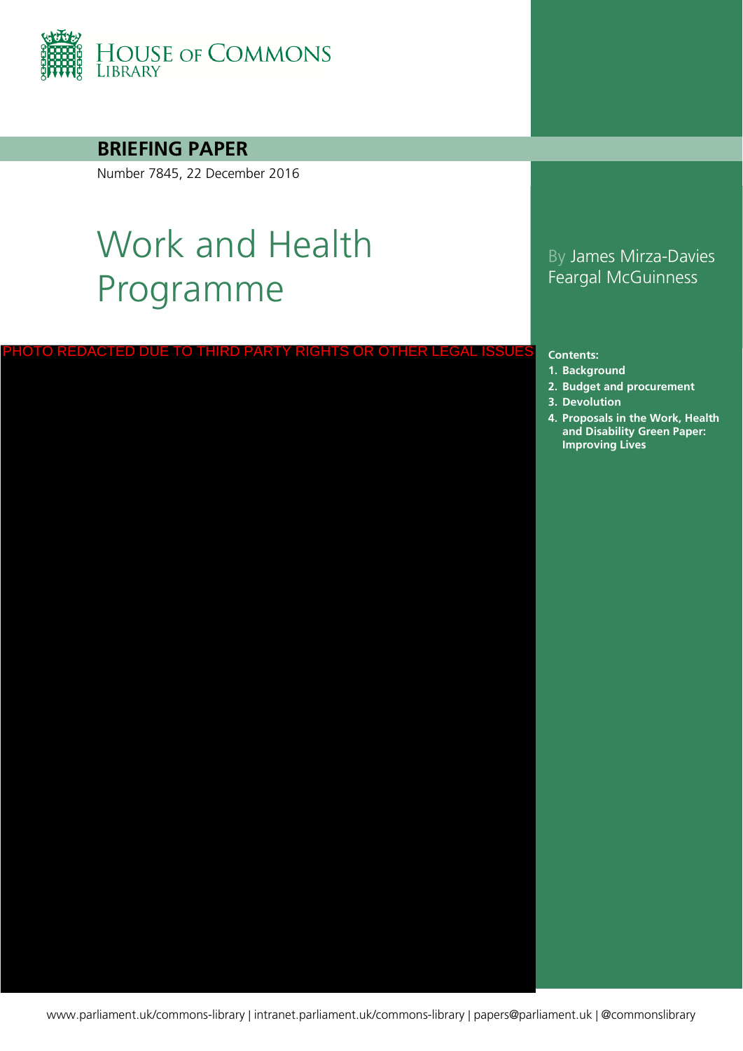HOUSE OF COMMONS LIBRARY

**BRIEFING PAPER**

Number 7845, 22 December 2016

# Work and Health Programme

By James Mirza-Davies
Feargal McGuinness

PHOTO REDACTED DUE TO THIRD PARTY RIGHTS OR OTHER LEGAL ISSUES

**Contents:**

1. **Background**
2. **Budget and procurement**
3. **Devolution**
4. **Proposals in the Work, Health and Disability Green Paper: Improving Lives**

www.parliament.uk/commons-library | intranet.parliament.uk/commons-library | papers@parliament.uk | @commonslibrary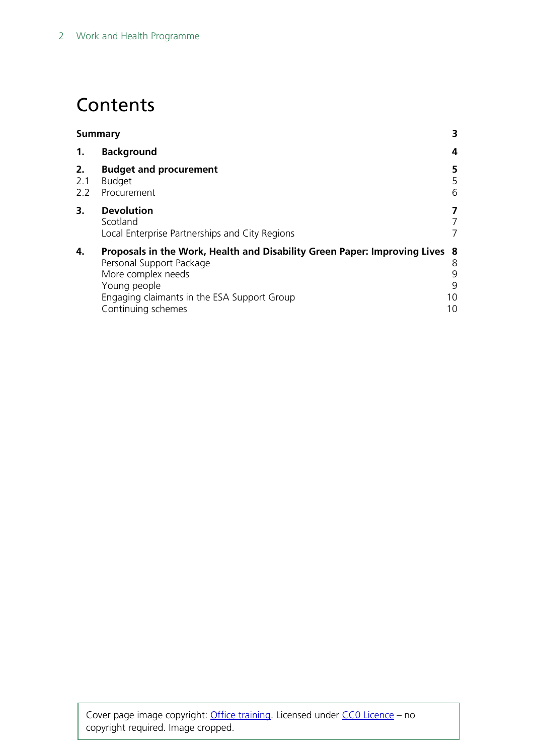# Contents

| | | |
|---|---|---|
| **Summary** | | **3** |
| **1.** | **Background** | **4** |
| **2.** | **Budget and procurement** | **5** |
| 2.1 | Budget | 5 |
| 2.2 | Procurement | 6 |
| **3.** | **Devolution** | **7** |
| | Scotland | 7 |
| | Local Enterprise Partnerships and City Regions | 7 |
| **4.** | **Proposals in the Work, Health and Disability Green Paper: Improving Lives** | **8** |
| | Personal Support Package | 8 |
| | More complex needs | 9 |
| | Young people | 9 |
| | Engaging claimants in the ESA Support Group | 10 |
| | Continuing schemes | 10 |

Cover page image copyright: Office training. Licensed under CC0 Licence – no copyright required. Image cropped.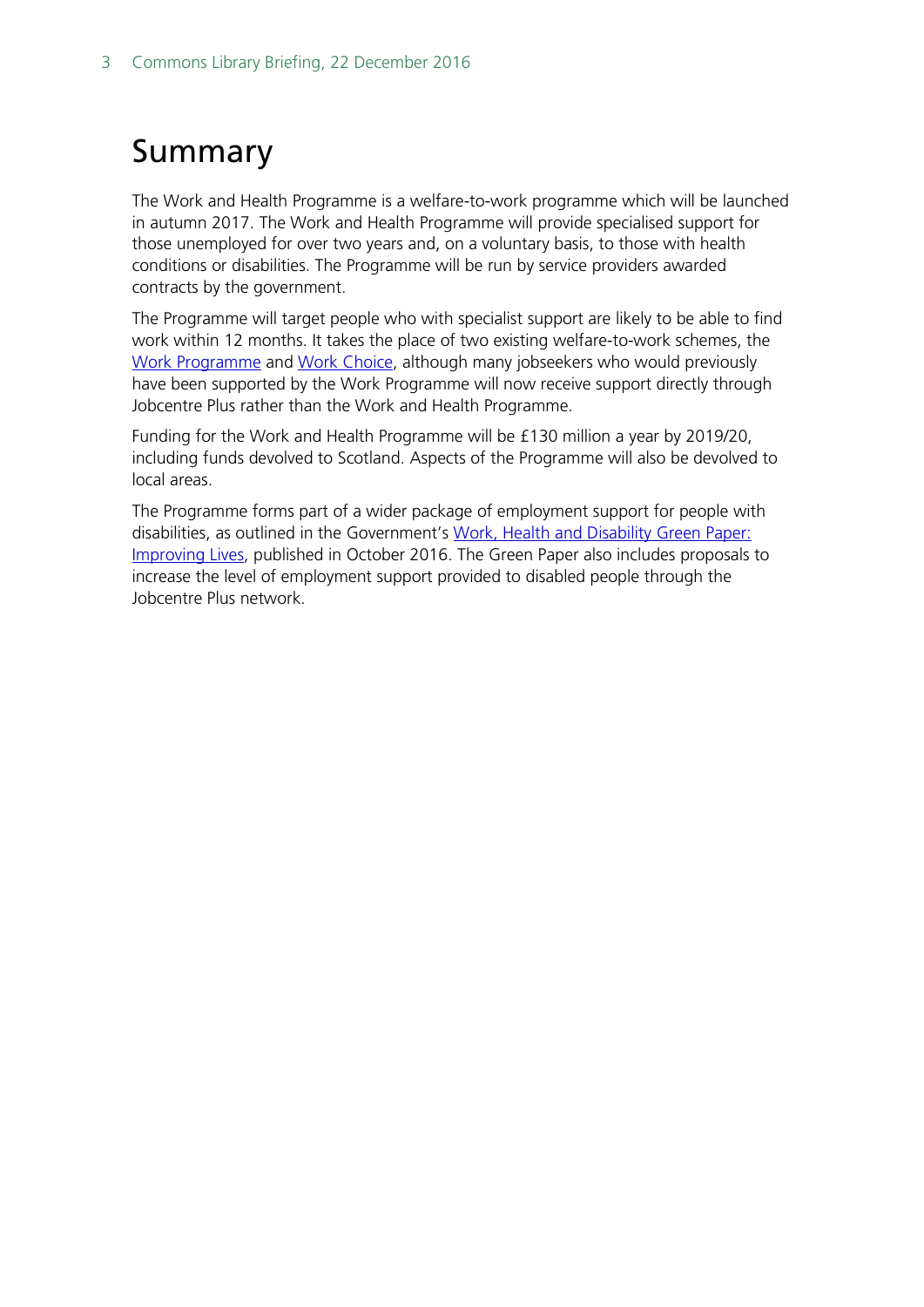# Summary

The Work and Health Programme is a welfare-to-work programme which will be launched in autumn 2017. The Work and Health Programme will provide specialised support for those unemployed for over two years and, on a voluntary basis, to those with health conditions or disabilities. The Programme will be run by service providers awarded contracts by the government.

The Programme will target people who with specialist support are likely to be able to find work within 12 months. It takes the place of two existing welfare-to-work schemes, the Work Programme and Work Choice, although many jobseekers who would previously have been supported by the Work Programme will now receive support directly through Jobcentre Plus rather than the Work and Health Programme.

Funding for the Work and Health Programme will be £130 million a year by 2019/20, including funds devolved to Scotland. Aspects of the Programme will also be devolved to local areas.

The Programme forms part of a wider package of employment support for people with disabilities, as outlined in the Government's Work, Health and Disability Green Paper: Improving Lives, published in October 2016. The Green Paper also includes proposals to increase the level of employment support provided to disabled people through the Jobcentre Plus network.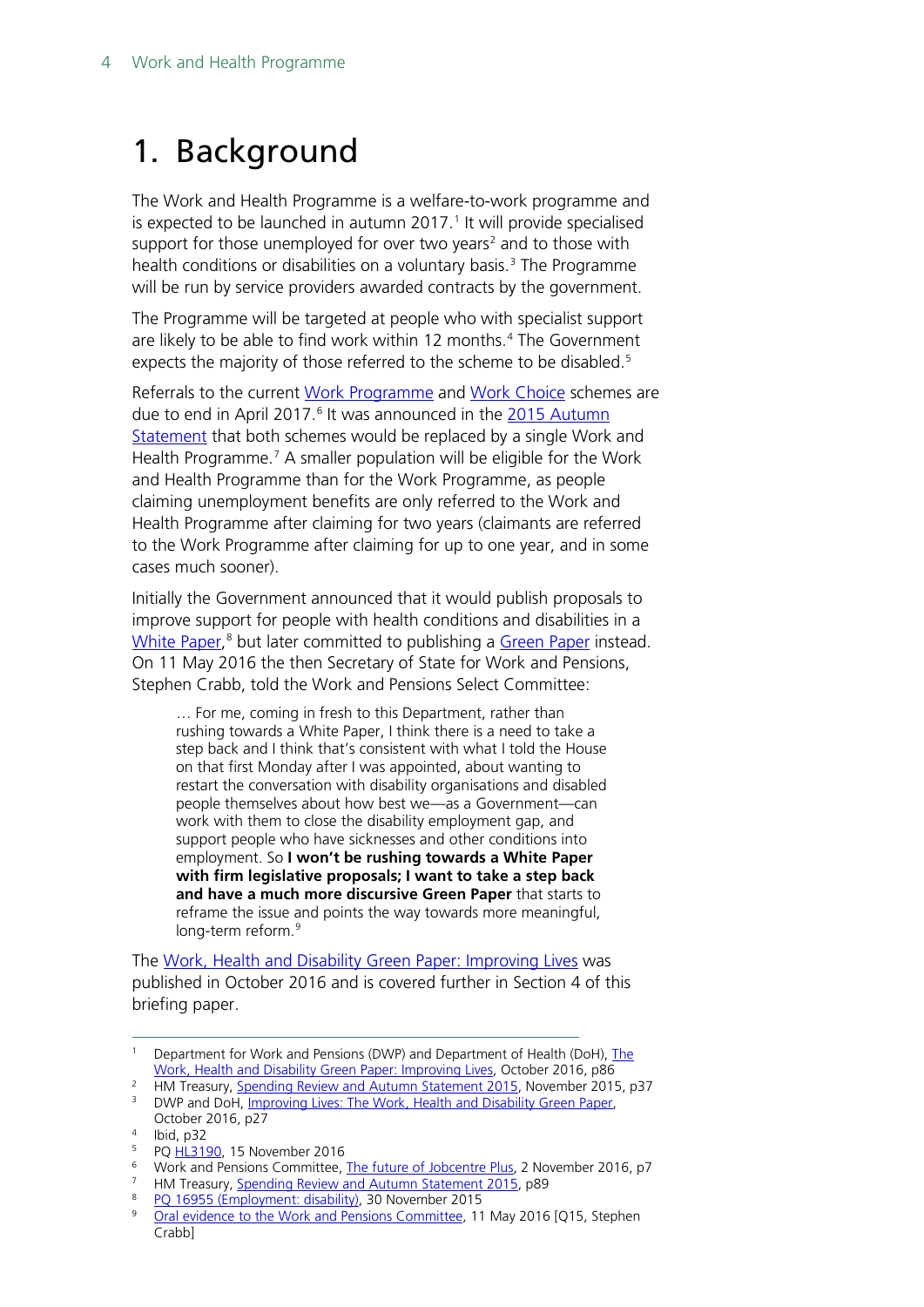# 1. Background

The Work and Health Programme is a welfare-to-work programme and is expected to be launched in autumn 2017.[1] It will provide specialised support for those unemployed for over two years[2] and to those with health conditions or disabilities on a voluntary basis.[3] The Programme will be run by service providers awarded contracts by the government.

The Programme will be targeted at people who with specialist support are likely to be able to find work within 12 months.[4] The Government expects the majority of those referred to the scheme to be disabled.[5]

Referrals to the current Work Programme and Work Choice schemes are due to end in April 2017.[6] It was announced in the 2015 Autumn Statement that both schemes would be replaced by a single Work and Health Programme.[7] A smaller population will be eligible for the Work and Health Programme than for the Work Programme, as people claiming unemployment benefits are only referred to the Work and Health Programme after claiming for two years (claimants are referred to the Work Programme after claiming for up to one year, and in some cases much sooner).

Initially the Government announced that it would publish proposals to improve support for people with health conditions and disabilities in a White Paper,[8] but later committed to publishing a Green Paper instead. On 11 May 2016 the then Secretary of State for Work and Pensions, Stephen Crabb, told the Work and Pensions Select Committee:

> … For me, coming in fresh to this Department, rather than rushing towards a White Paper, I think there is a need to take a step back and I think that's consistent with what I told the House on that first Monday after I was appointed, about wanting to restart the conversation with disability organisations and disabled people themselves about how best we—as a Government—can work with them to close the disability employment gap, and support people who have sicknesses and other conditions into employment. So **I won't be rushing towards a White Paper with firm legislative proposals; I want to take a step back and have a much more discursive Green Paper** that starts to reframe the issue and points the way towards more meaningful, long-term reform.[9]

The Work, Health and Disability Green Paper: Improving Lives was published in October 2016 and is covered further in Section 4 of this briefing paper.

---

1. Department for Work and Pensions (DWP) and Department of Health (DoH), The Work, Health and Disability Green Paper: Improving Lives, October 2016, p86
2. HM Treasury, Spending Review and Autumn Statement 2015, November 2015, p37
3. DWP and DoH, Improving Lives: The Work, Health and Disability Green Paper, October 2016, p27
4. Ibid, p32
5. PQ HL3190, 15 November 2016
6. Work and Pensions Committee, The future of Jobcentre Plus, 2 November 2016, p7
7. HM Treasury, Spending Review and Autumn Statement 2015, p89
8. PQ 16955 (Employment: disability), 30 November 2015
9. Oral evidence to the Work and Pensions Committee, 11 May 2016 [Q15, Stephen Crabb]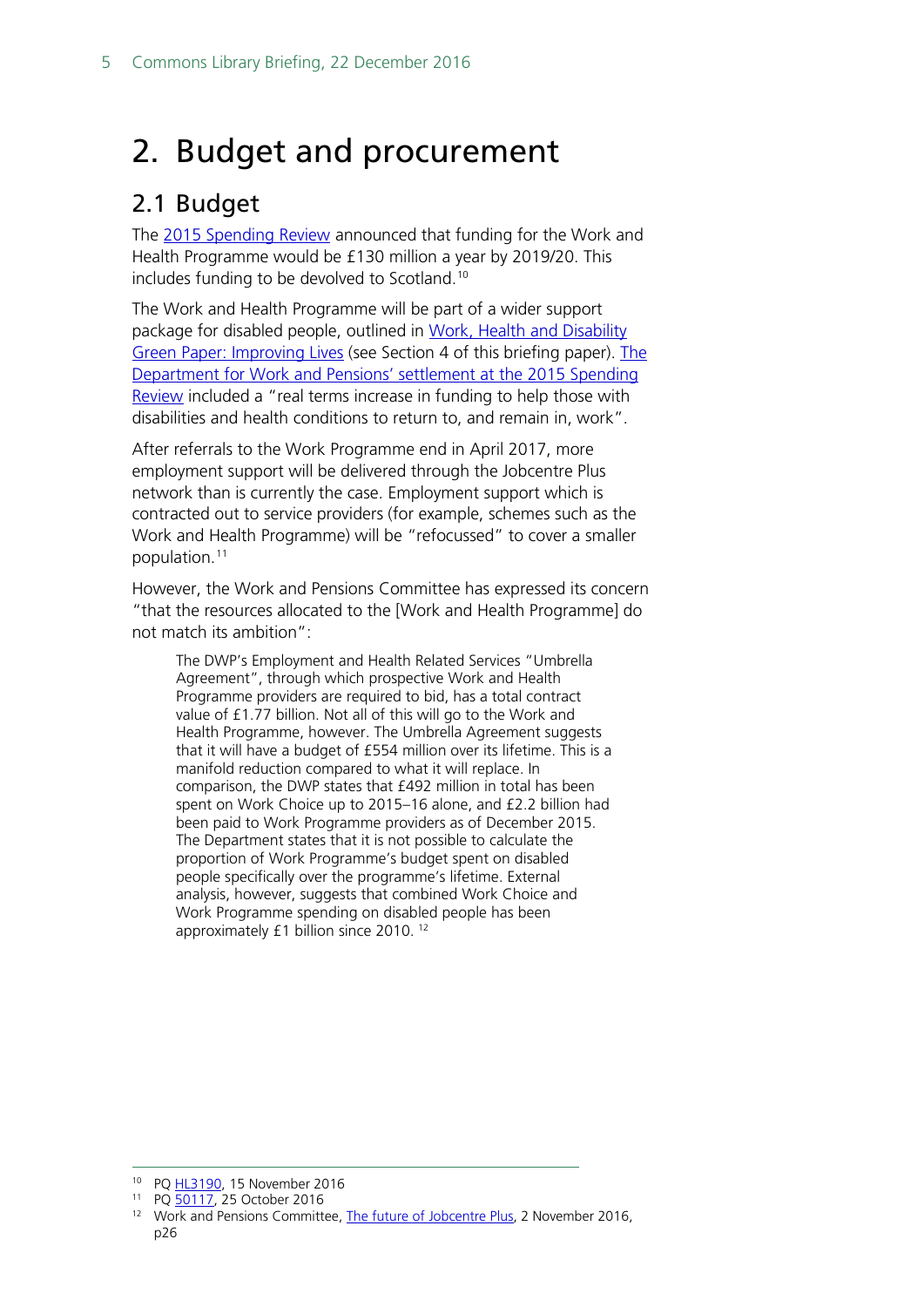# 2. Budget and procurement

## 2.1 Budget

The 2015 Spending Review announced that funding for the Work and Health Programme would be £130 million a year by 2019/20. This includes funding to be devolved to Scotland.[10]

The Work and Health Programme will be part of a wider support package for disabled people, outlined in Work, Health and Disability Green Paper: Improving Lives (see Section 4 of this briefing paper). The Department for Work and Pensions' settlement at the 2015 Spending Review included a "real terms increase in funding to help those with disabilities and health conditions to return to, and remain in, work".

After referrals to the Work Programme end in April 2017, more employment support will be delivered through the Jobcentre Plus network than is currently the case. Employment support which is contracted out to service providers (for example, schemes such as the Work and Health Programme) will be "refocussed" to cover a smaller population.[11]

However, the Work and Pensions Committee has expressed its concern "that the resources allocated to the [Work and Health Programme] do not match its ambition":

> The DWP's Employment and Health Related Services "Umbrella Agreement", through which prospective Work and Health Programme providers are required to bid, has a total contract value of £1.77 billion. Not all of this will go to the Work and Health Programme, however. The Umbrella Agreement suggests that it will have a budget of £554 million over its lifetime. This is a manifold reduction compared to what it will replace. In comparison, the DWP states that £492 million in total has been spent on Work Choice up to 2015–16 alone, and £2.2 billion had been paid to Work Programme providers as of December 2015. The Department states that it is not possible to calculate the proportion of Work Programme's budget spent on disabled people specifically over the programme's lifetime. External analysis, however, suggests that combined Work Choice and Work Programme spending on disabled people has been approximately £1 billion since 2010.[12]

---

[10] PQ HL3190, 15 November 2016

[11] PQ 50117, 25 October 2016

[12] Work and Pensions Committee, The future of Jobcentre Plus, 2 November 2016, p26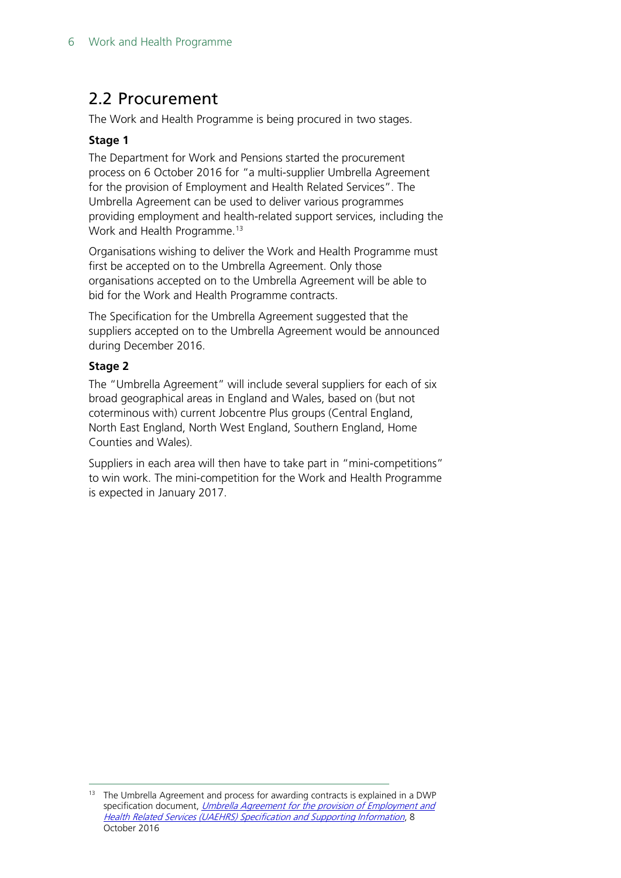## 2.2 Procurement

The Work and Health Programme is being procured in two stages.

### Stage 1

The Department for Work and Pensions started the procurement process on 6 October 2016 for "a multi-supplier Umbrella Agreement for the provision of Employment and Health Related Services". The Umbrella Agreement can be used to deliver various programmes providing employment and health-related support services, including the Work and Health Programme.[13]

Organisations wishing to deliver the Work and Health Programme must first be accepted on to the Umbrella Agreement. Only those organisations accepted on to the Umbrella Agreement will be able to bid for the Work and Health Programme contracts.

The Specification for the Umbrella Agreement suggested that the suppliers accepted on to the Umbrella Agreement would be announced during December 2016.

### Stage 2

The "Umbrella Agreement" will include several suppliers for each of six broad geographical areas in England and Wales, based on (but not coterminous with) current Jobcentre Plus groups (Central England, North East England, North West England, Southern England, Home Counties and Wales).

Suppliers in each area will then have to take part in "mini-competitions" to win work. The mini-competition for the Work and Health Programme is expected in January 2017.

---

[13] The Umbrella Agreement and process for awarding contracts is explained in a DWP specification document, *Umbrella Agreement for the provision of Employment and Health Related Services (UAEHRS) Specification and Supporting Information*, 8 October 2016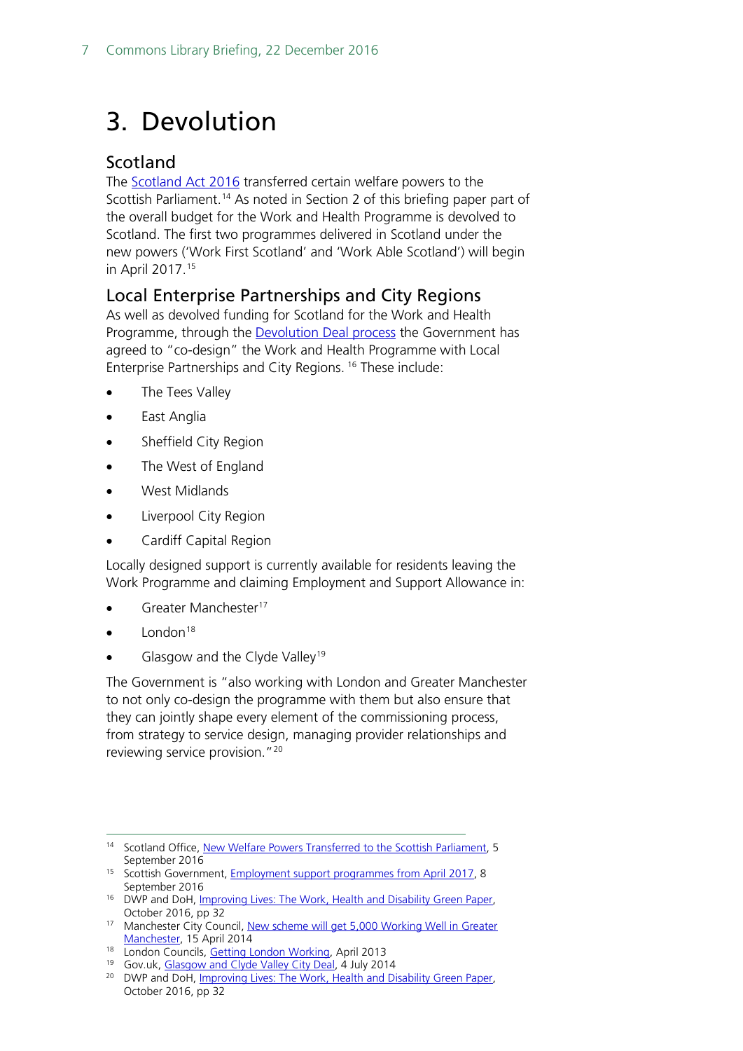# 3. Devolution

## Scotland

The Scotland Act 2016 transferred certain welfare powers to the Scottish Parliament.[14] As noted in Section 2 of this briefing paper part of the overall budget for the Work and Health Programme is devolved to Scotland. The first two programmes delivered in Scotland under the new powers ('Work First Scotland' and 'Work Able Scotland') will begin in April 2017.[15]

## Local Enterprise Partnerships and City Regions

As well as devolved funding for Scotland for the Work and Health Programme, through the Devolution Deal process the Government has agreed to "co-design" the Work and Health Programme with Local Enterprise Partnerships and City Regions. [16] These include:

- The Tees Valley
- East Anglia
- Sheffield City Region
- The West of England
- West Midlands
- Liverpool City Region
- Cardiff Capital Region

Locally designed support is currently available for residents leaving the Work Programme and claiming Employment and Support Allowance in:

- Greater Manchester[17]
- London[18]
- Glasgow and the Clyde Valley[19]

The Government is "also working with London and Greater Manchester to not only co-design the programme with them but also ensure that they can jointly shape every element of the commissioning process, from strategy to service design, managing provider relationships and reviewing service provision."[20]

---

[14] Scotland Office, New Welfare Powers Transferred to the Scottish Parliament, 5 September 2016

[15] Scottish Government, Employment support programmes from April 2017, 8 September 2016

[16] DWP and DoH, Improving Lives: The Work, Health and Disability Green Paper, October 2016, pp 32

[17] Manchester City Council, New scheme will get 5,000 Working Well in Greater Manchester, 15 April 2014

[18] London Councils, Getting London Working, April 2013

[19] Gov.uk, Glasgow and Clyde Valley City Deal, 4 July 2014

[20] DWP and DoH, Improving Lives: The Work, Health and Disability Green Paper, October 2016, pp 32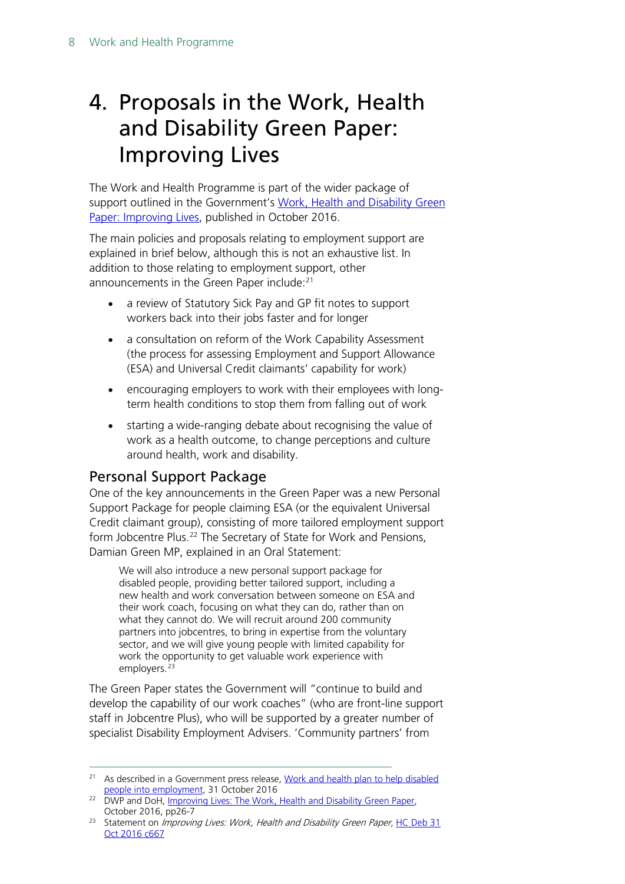# 4. Proposals in the Work, Health and Disability Green Paper: Improving Lives

The Work and Health Programme is part of the wider package of support outlined in the Government's Work, Health and Disability Green Paper: Improving Lives, published in October 2016.

The main policies and proposals relating to employment support are explained in brief below, although this is not an exhaustive list. In addition to those relating to employment support, other announcements in the Green Paper include:[21]

- a review of Statutory Sick Pay and GP fit notes to support workers back into their jobs faster and for longer
- a consultation on reform of the Work Capability Assessment (the process for assessing Employment and Support Allowance (ESA) and Universal Credit claimants' capability for work)
- encouraging employers to work with their employees with long-term health conditions to stop them from falling out of work
- starting a wide-ranging debate about recognising the value of work as a health outcome, to change perceptions and culture around health, work and disability.

## Personal Support Package

One of the key announcements in the Green Paper was a new Personal Support Package for people claiming ESA (or the equivalent Universal Credit claimant group), consisting of more tailored employment support form Jobcentre Plus.[22] The Secretary of State for Work and Pensions, Damian Green MP, explained in an Oral Statement:

> We will also introduce a new personal support package for disabled people, providing better tailored support, including a new health and work conversation between someone on ESA and their work coach, focusing on what they can do, rather than on what they cannot do. We will recruit around 200 community partners into jobcentres, to bring in expertise from the voluntary sector, and we will give young people with limited capability for work the opportunity to get valuable work experience with employers.[23]

The Green Paper states the Government will "continue to build and develop the capability of our work coaches" (who are front-line support staff in Jobcentre Plus), who will be supported by a greater number of specialist Disability Employment Advisers. 'Community partners' from

---

[21] As described in a Government press release, Work and health plan to help disabled people into employment, 31 October 2016

[22] DWP and DoH, Improving Lives: The Work, Health and Disability Green Paper, October 2016, pp26-7

[23] Statement on *Improving Lives: Work, Health and Disability Green Paper*, HC Deb 31 Oct 2016 c667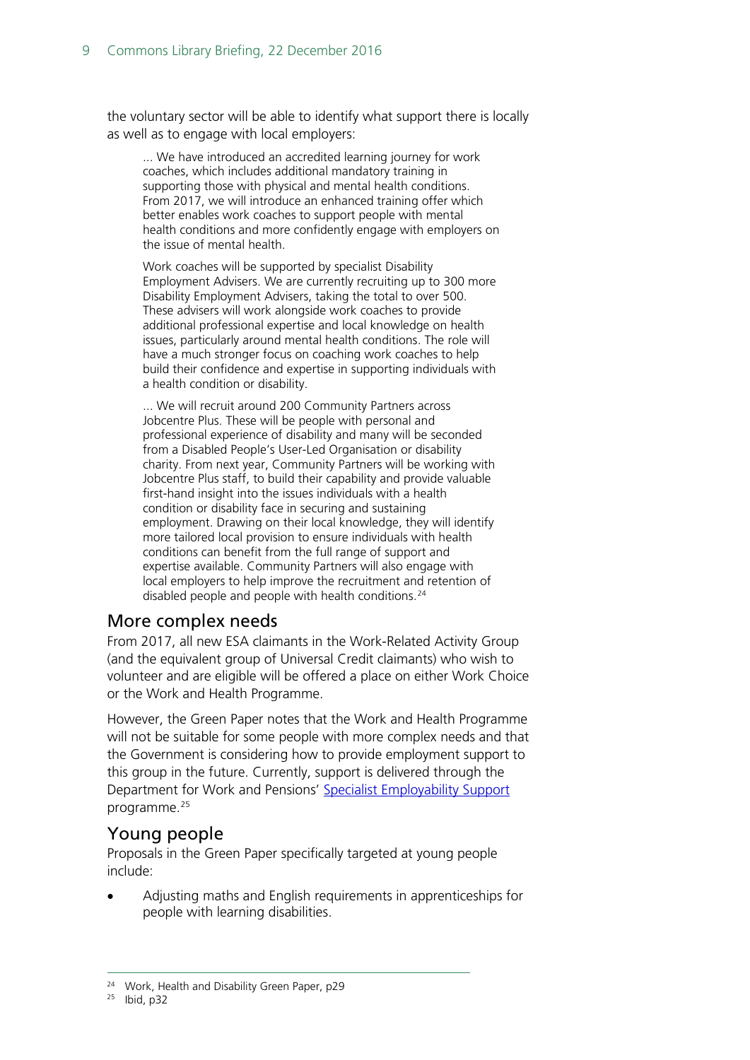the voluntary sector will be able to identify what support there is locally as well as to engage with local employers:

> ... We have introduced an accredited learning journey for work coaches, which includes additional mandatory training in supporting those with physical and mental health conditions. From 2017, we will introduce an enhanced training offer which better enables work coaches to support people with mental health conditions and more confidently engage with employers on the issue of mental health.
>
> Work coaches will be supported by specialist Disability Employment Advisers. We are currently recruiting up to 300 more Disability Employment Advisers, taking the total to over 500. These advisers will work alongside work coaches to provide additional professional expertise and local knowledge on health issues, particularly around mental health conditions. The role will have a much stronger focus on coaching work coaches to help build their confidence and expertise in supporting individuals with a health condition or disability.
>
> ... We will recruit around 200 Community Partners across Jobcentre Plus. These will be people with personal and professional experience of disability and many will be seconded from a Disabled People's User-Led Organisation or disability charity. From next year, Community Partners will be working with Jobcentre Plus staff, to build their capability and provide valuable first-hand insight into the issues individuals with a health condition or disability face in securing and sustaining employment. Drawing on their local knowledge, they will identify more tailored local provision to ensure individuals with health conditions can benefit from the full range of support and expertise available. Community Partners will also engage with local employers to help improve the recruitment and retention of disabled people and people with health conditions.[24]

## More complex needs

From 2017, all new ESA claimants in the Work-Related Activity Group (and the equivalent group of Universal Credit claimants) who wish to volunteer and are eligible will be offered a place on either Work Choice or the Work and Health Programme.

However, the Green Paper notes that the Work and Health Programme will not be suitable for some people with more complex needs and that the Government is considering how to provide employment support to this group in the future. Currently, support is delivered through the Department for Work and Pensions' Specialist Employability Support programme.[25]

## Young people

Proposals in the Green Paper specifically targeted at young people include:

- Adjusting maths and English requirements in apprenticeships for people with learning disabilities.

---

[24] Work, Health and Disability Green Paper, p29

[25] Ibid, p32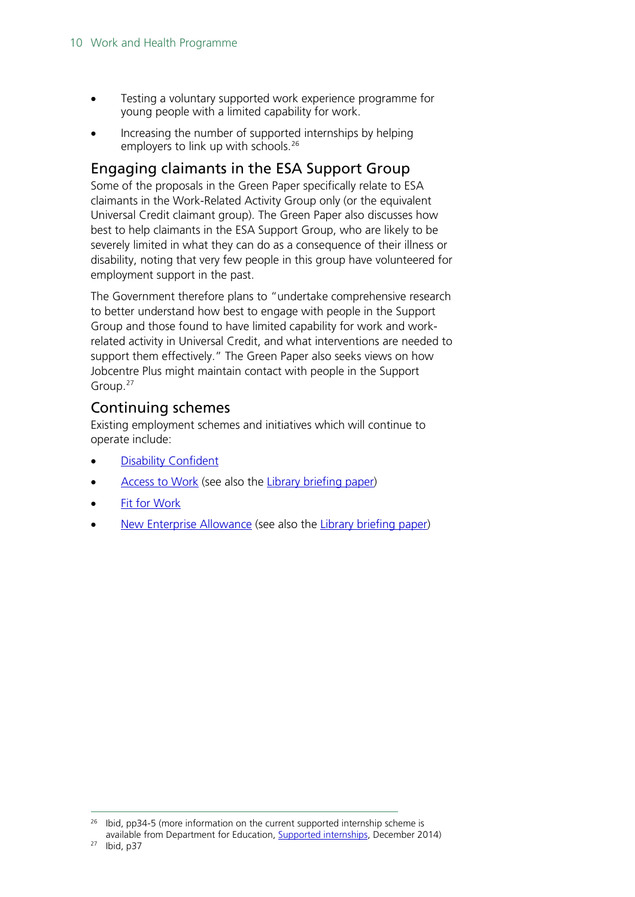- Testing a voluntary supported work experience programme for young people with a limited capability for work.
- Increasing the number of supported internships by helping employers to link up with schools.[26]

## Engaging claimants in the ESA Support Group

Some of the proposals in the Green Paper specifically relate to ESA claimants in the Work-Related Activity Group only (or the equivalent Universal Credit claimant group). The Green Paper also discusses how best to help claimants in the ESA Support Group, who are likely to be severely limited in what they can do as a consequence of their illness or disability, noting that very few people in this group have volunteered for employment support in the past.

The Government therefore plans to "undertake comprehensive research to better understand how best to engage with people in the Support Group and those found to have limited capability for work and work-related activity in Universal Credit, and what interventions are needed to support them effectively." The Green Paper also seeks views on how Jobcentre Plus might maintain contact with people in the Support Group.[27]

## Continuing schemes

Existing employment schemes and initiatives which will continue to operate include:

- Disability Confident
- Access to Work (see also the Library briefing paper)
- Fit for Work
- New Enterprise Allowance (see also the Library briefing paper)

---

[26] Ibid, pp34-5 (more information on the current supported internship scheme is available from Department for Education, Supported internships, December 2014)

[27] Ibid, p37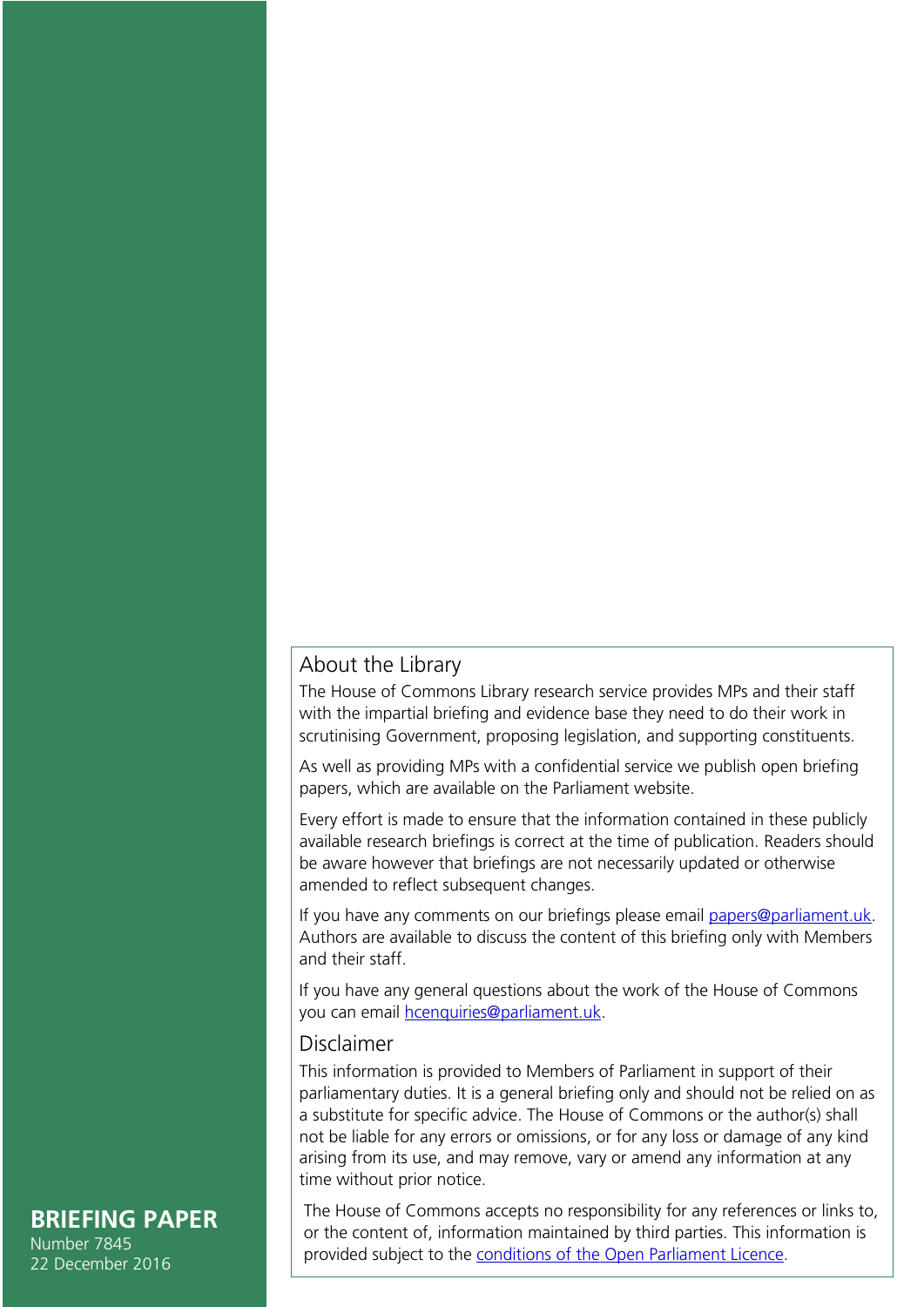## About the Library

The House of Commons Library research service provides MPs and their staff with the impartial briefing and evidence base they need to do their work in scrutinising Government, proposing legislation, and supporting constituents.

As well as providing MPs with a confidential service we publish open briefing papers, which are available on the Parliament website.

Every effort is made to ensure that the information contained in these publicly available research briefings is correct at the time of publication. Readers should be aware however that briefings are not necessarily updated or otherwise amended to reflect subsequent changes.

If you have any comments on our briefings please email [papers@parliament.uk](mailto:papers@parliament.uk). Authors are available to discuss the content of this briefing only with Members and their staff.

If you have any general questions about the work of the House of Commons you can email [hcenquiries@parliament.uk](mailto:hcenquiries@parliament.uk).

## Disclaimer

This information is provided to Members of Parliament in support of their parliamentary duties. It is a general briefing only and should not be relied on as a substitute for specific advice. The House of Commons or the author(s) shall not be liable for any errors or omissions, or for any loss or damage of any kind arising from its use, and may remove, vary or amend any information at any time without prior notice.

The House of Commons accepts no responsibility for any references or links to, or the content of, information maintained by third parties. This information is provided subject to the conditions of the Open Parliament Licence.

**BRIEFING PAPER**
Number 7845
22 December 2016